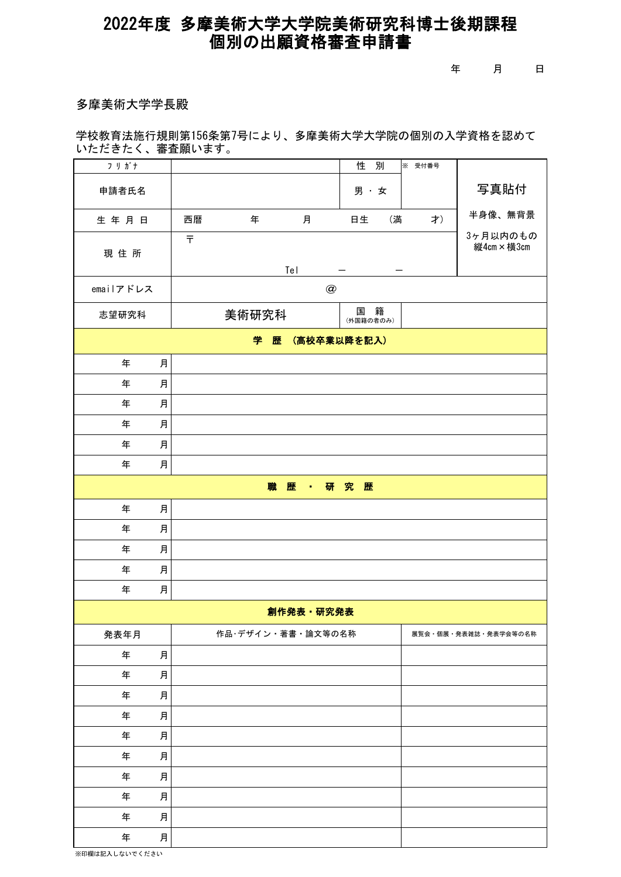# 2022年度 多摩美術大学大学院美術研究科博士後期課程
# 個別の出願資格審査申請書

年　　月　　日

多摩美術大学学長殿

学校教育法施行規則第156条第7号により、多摩美術大学大学院の個別の入学資格を認めていただきたく、審査願います。

| フリガナ | | 性　別 | ※　受付番号 | 写真貼付<br>半身像、無背景<br>3ヶ月以内のもの<br>縦4cm×横3cm |
|---|---|---|---|---|
| 申請者氏名 | | 男・女 | | |
| 生年月日 | 西暦　　年　　月　　日生　（満　　才） | | | |
| 現住所 | 〒<br>Tel　　－　　－ | | | |
| emailアドレス | @ | | | |
| 志望研究科 | 美術研究科 | 国　籍<br>(外国籍の者のみ) | | |

| 学　歴　（高校卒業以降を記入） | |
|---|---|
| 年　　月 | |
| 年　　月 | |
| 年　　月 | |
| 年　　月 | |
| 年　　月 | |
| 年　　月 | |

| 職　歴　・　研　究　歴 | |
|---|---|
| 年　　月 | |
| 年　　月 | |
| 年　　月 | |
| 年　　月 | |
| 年　　月 | |

| 創作発表・研究発表 | | |
|---|---|---|
| 発表年月 | 作品･デザイン・著書・論文等の名称 | 展覧会・個展・発表雑誌・発表学会等の名称 |
| 年　　月 | | |
| 年　　月 | | |
| 年　　月 | | |
| 年　　月 | | |
| 年　　月 | | |
| 年　　月 | | |
| 年　　月 | | |
| 年　　月 | | |
| 年　　月 | | |
| 年　　月 | | |

※印欄は記入しないでください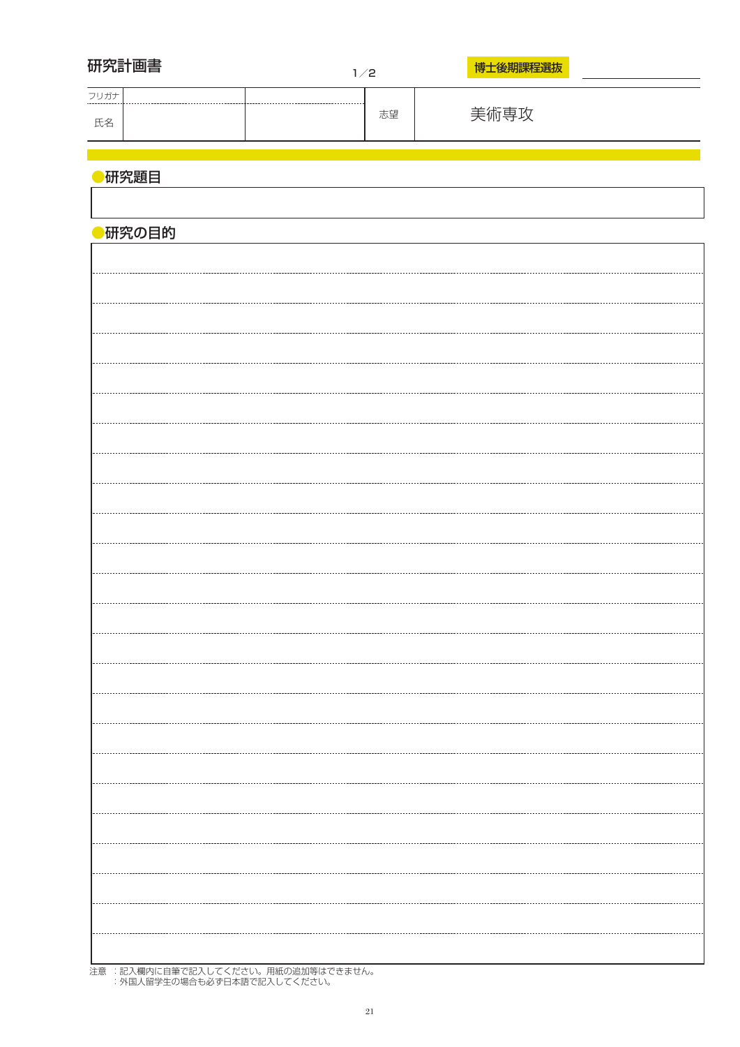# 研究計画書

1／2

**博士後期課程選抜**

| フリガナ | | | 志望 | 美術専攻 |
|---|---|---|---|---|
| 氏名 | | | | |

## ●研究題目

## ●研究の目的

注意　：記入欄内に自筆で記入してください。用紙の追加等はできません。
　　　：外国人留学生の場合も必ず日本語で記入してください。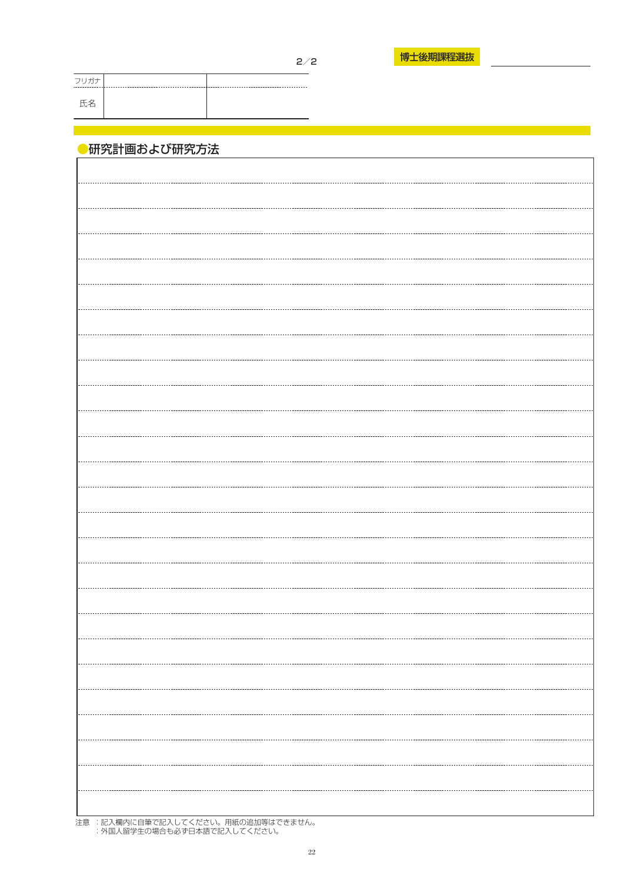**博士後期課程選抜**

| フリガナ | | |
|---|---|---|
| 氏名 | | |

## ●研究計画および研究方法

| |
|---|
| |

注意 ：記入欄内に自筆で記入してください。用紙の追加等はできません。
：外国人留学生の場合も必ず日本語で記入してください。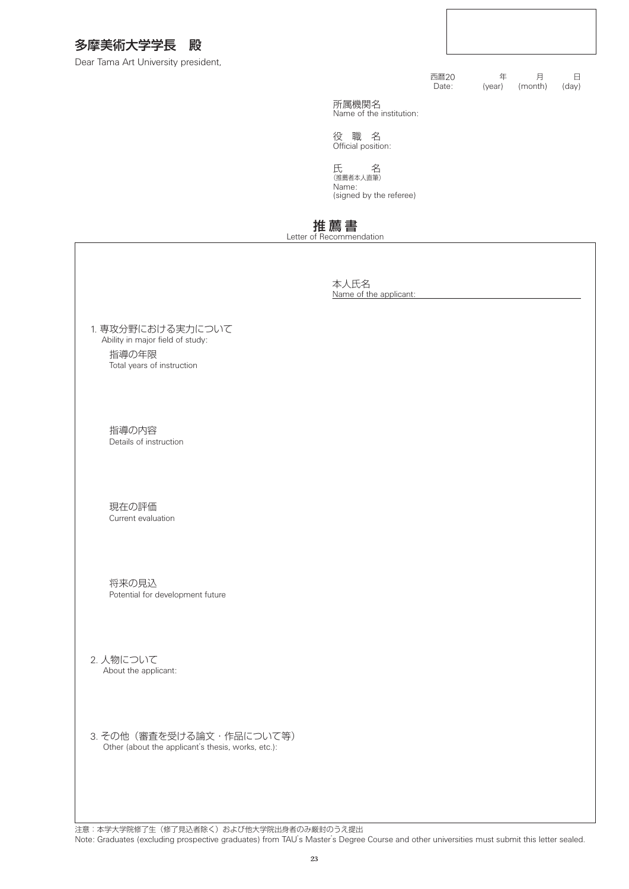**多摩美術大学学長　殿**

Dear Tama Art University president,

西暦20　　年　　月　　日
Date: (year) (month) (day)

所属機関名
Name of the institution:

役 職 名
Official position:

氏　　名
（推薦者本人直筆）
Name:
(signed by the referee)

# 推薦書

Letter of Recommendation

本人氏名
Name of the applicant: ______________________

1. 専攻分野における実力について
Ability in major field of study:

指導の年限
Total years of instruction

指導の内容
Details of instruction

現在の評価
Current evaluation

将来の見込
Potential for development future

2. 人物について
About the applicant:

3. その他（審査を受ける論文・作品について等）
Other (about the applicant's thesis, works, etc.):

注意：本学大学院修了生（修了見込者除く）および他大学院出身者のみ厳封のうえ提出
Note: Graduates (excluding prospective graduates) from TAU's Master's Degree Course and other universities must submit this letter sealed.